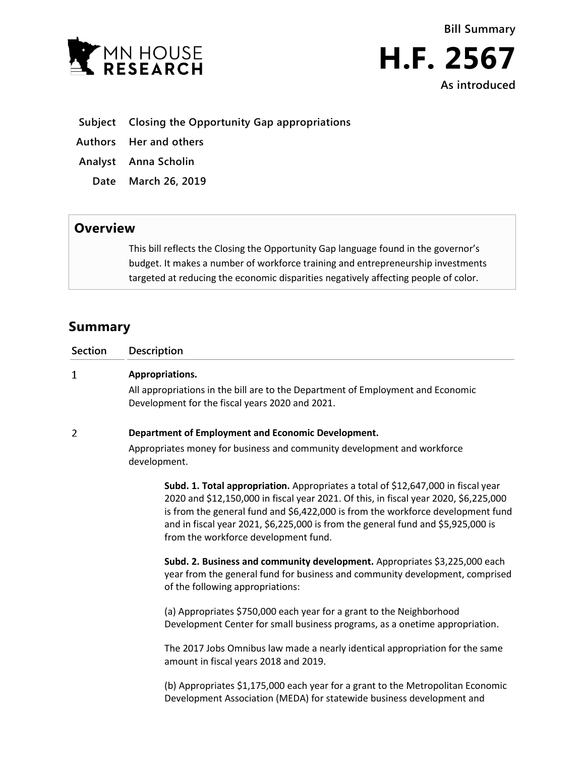**MN HOUSE RESEARCH**

**Bill Summary**

# H.F. 2567

**As introduced**

| | |
|---|---|
| **Subject** | **Closing the Opportunity Gap appropriations** |
| **Authors** | **Her and others** |
| **Analyst** | **Anna Scholin** |
| **Date** | **March 26, 2019** |

## Overview

This bill reflects the Closing the Opportunity Gap language found in the governor's budget. It makes a number of workforce training and entrepreneurship investments targeted at reducing the economic disparities negatively affecting people of color.

## Summary

| Section | Description |
|---|---|
| 1 | **Appropriations.**<br>All appropriations in the bill are to the Department of Employment and Economic Development for the fiscal years 2020 and 2021. |
| 2 | **Department of Employment and Economic Development.**<br>Appropriates money for business and community development and workforce development.<br><br>**Subd. 1. Total appropriation.** Appropriates a total of $12,647,000 in fiscal year 2020 and $12,150,000 in fiscal year 2021. Of this, in fiscal year 2020, $6,225,000 is from the general fund and $6,422,000 is from the workforce development fund and in fiscal year 2021, $6,225,000 is from the general fund and $5,925,000 is from the workforce development fund.<br><br>**Subd. 2. Business and community development.** Appropriates $3,225,000 each year from the general fund for business and community development, comprised of the following appropriations:<br><br>(a) Appropriates $750,000 each year for a grant to the Neighborhood Development Center for small business programs, as a onetime appropriation.<br><br>The 2017 Jobs Omnibus law made a nearly identical appropriation for the same amount in fiscal years 2018 and 2019.<br><br>(b) Appropriates $1,175,000 each year for a grant to the Metropolitan Economic Development Association (MEDA) for statewide business development and |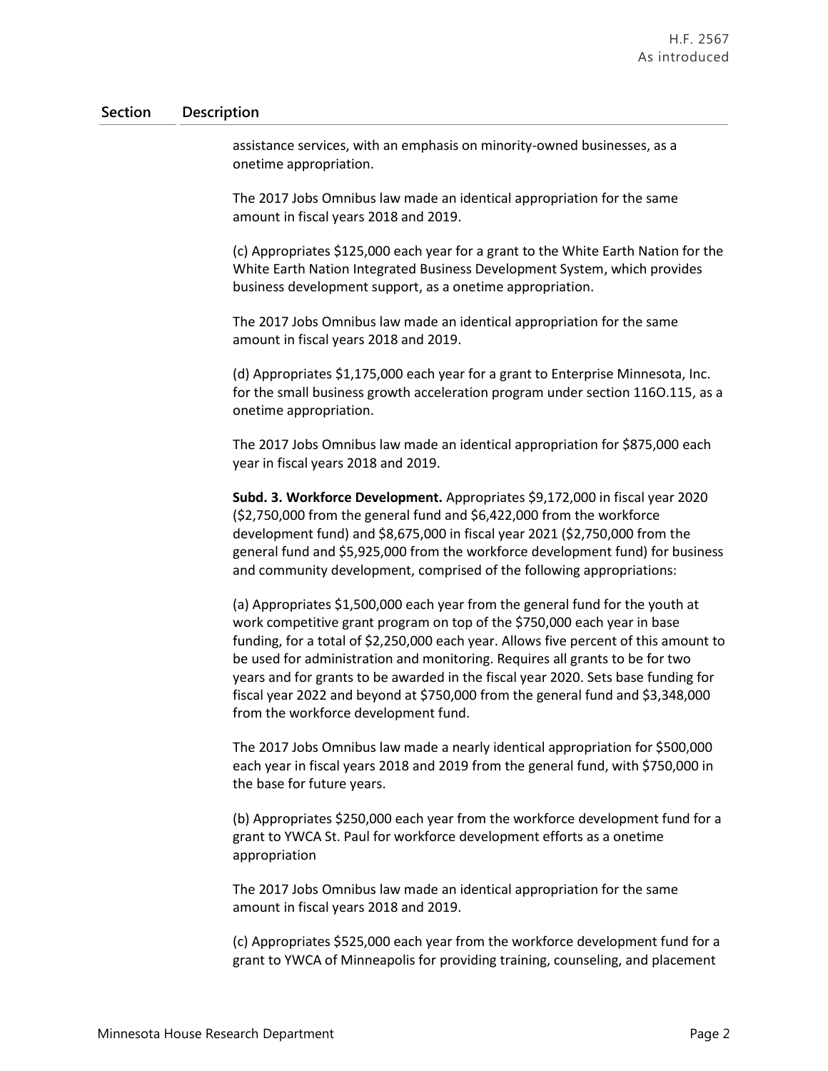| Section | Description |
|---|---|
| | assistance services, with an emphasis on minority-owned businesses, as a onetime appropriation.<br><br>The 2017 Jobs Omnibus law made an identical appropriation for the same amount in fiscal years 2018 and 2019.<br><br>(c) Appropriates $125,000 each year for a grant to the White Earth Nation for the White Earth Nation Integrated Business Development System, which provides business development support, as a onetime appropriation.<br><br>The 2017 Jobs Omnibus law made an identical appropriation for the same amount in fiscal years 2018 and 2019.<br><br>(d) Appropriates $1,175,000 each year for a grant to Enterprise Minnesota, Inc. for the small business growth acceleration program under section 116O.115, as a onetime appropriation.<br><br>The 2017 Jobs Omnibus law made an identical appropriation for $875,000 each year in fiscal years 2018 and 2019.<br><br>**Subd. 3. Workforce Development.** Appropriates $9,172,000 in fiscal year 2020 ($2,750,000 from the general fund and $6,422,000 from the workforce development fund) and $8,675,000 in fiscal year 2021 ($2,750,000 from the general fund and $5,925,000 from the workforce development fund) for business and community development, comprised of the following appropriations:<br><br>(a) Appropriates $1,500,000 each year from the general fund for the youth at work competitive grant program on top of the $750,000 each year in base funding, for a total of $2,250,000 each year. Allows five percent of this amount to be used for administration and monitoring. Requires all grants to be for two years and for grants to be awarded in the fiscal year 2020. Sets base funding for fiscal year 2022 and beyond at $750,000 from the general fund and $3,348,000 from the workforce development fund.<br><br>The 2017 Jobs Omnibus law made a nearly identical appropriation for $500,000 each year in fiscal years 2018 and 2019 from the general fund, with $750,000 in the base for future years.<br><br>(b) Appropriates $250,000 each year from the workforce development fund for a grant to YWCA St. Paul for workforce development efforts as a onetime appropriation<br><br>The 2017 Jobs Omnibus law made an identical appropriation for the same amount in fiscal years 2018 and 2019.<br><br>(c) Appropriates $525,000 each year from the workforce development fund for a grant to YWCA of Minneapolis for providing training, counseling, and placement |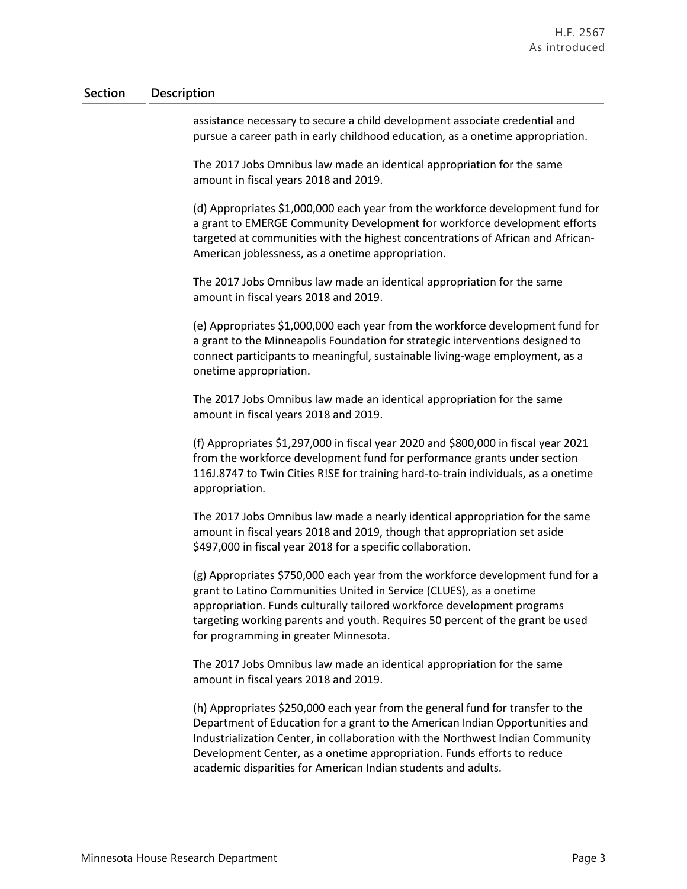| Section | Description |
|---|---|
| | assistance necessary to secure a child development associate credential and pursue a career path in early childhood education, as a onetime appropriation. |
| | The 2017 Jobs Omnibus law made an identical appropriation for the same amount in fiscal years 2018 and 2019. |
| | (d) Appropriates $1,000,000 each year from the workforce development fund for a grant to EMERGE Community Development for workforce development efforts targeted at communities with the highest concentrations of African and African-American joblessness, as a onetime appropriation. |
| | The 2017 Jobs Omnibus law made an identical appropriation for the same amount in fiscal years 2018 and 2019. |
| | (e) Appropriates $1,000,000 each year from the workforce development fund for a grant to the Minneapolis Foundation for strategic interventions designed to connect participants to meaningful, sustainable living-wage employment, as a onetime appropriation. |
| | The 2017 Jobs Omnibus law made an identical appropriation for the same amount in fiscal years 2018 and 2019. |
| | (f) Appropriates $1,297,000 in fiscal year 2020 and $800,000 in fiscal year 2021 from the workforce development fund for performance grants under section 116J.8747 to Twin Cities R!SE for training hard-to-train individuals, as a onetime appropriation. |
| | The 2017 Jobs Omnibus law made a nearly identical appropriation for the same amount in fiscal years 2018 and 2019, though that appropriation set aside $497,000 in fiscal year 2018 for a specific collaboration. |
| | (g) Appropriates $750,000 each year from the workforce development fund for a grant to Latino Communities United in Service (CLUES), as a onetime appropriation. Funds culturally tailored workforce development programs targeting working parents and youth. Requires 50 percent of the grant be used for programming in greater Minnesota. |
| | The 2017 Jobs Omnibus law made an identical appropriation for the same amount in fiscal years 2018 and 2019. |
| | (h) Appropriates $250,000 each year from the general fund for transfer to the Department of Education for a grant to the American Indian Opportunities and Industrialization Center, in collaboration with the Northwest Indian Community Development Center, as a onetime appropriation. Funds efforts to reduce academic disparities for American Indian students and adults. |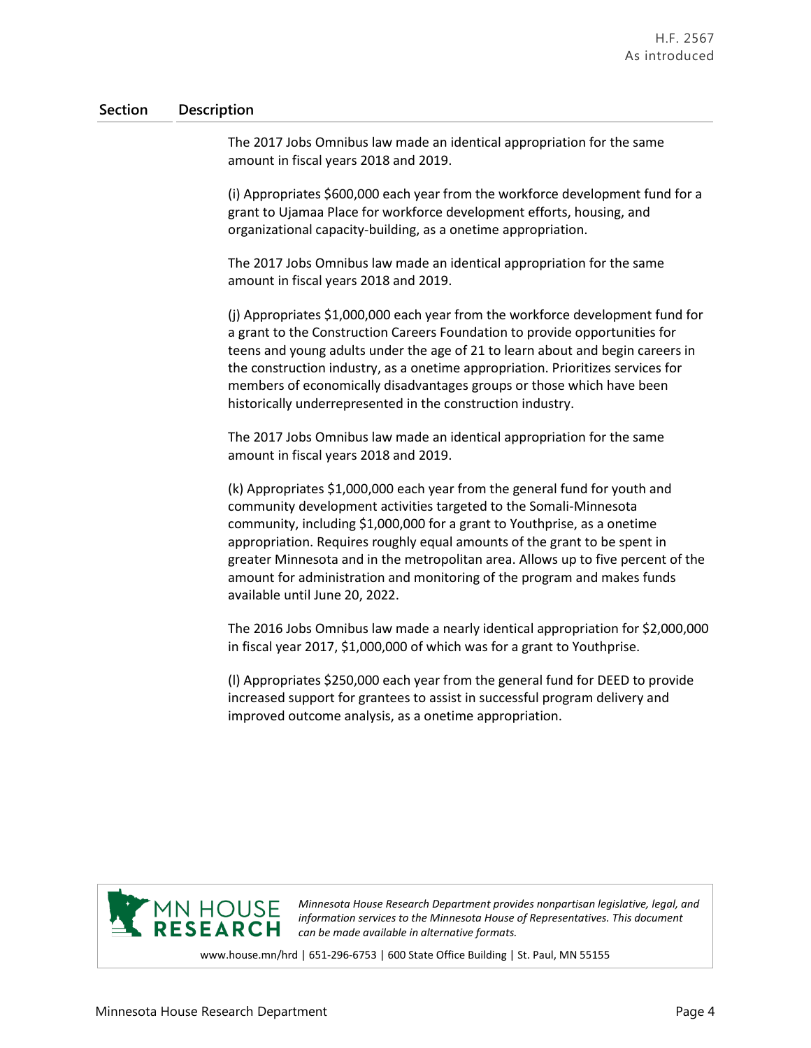| Section | Description |
|---|---|
| | The 2017 Jobs Omnibus law made an identical appropriation for the same amount in fiscal years 2018 and 2019. |
| | (i) Appropriates $600,000 each year from the workforce development fund for a grant to Ujamaa Place for workforce development efforts, housing, and organizational capacity-building, as a onetime appropriation. |
| | The 2017 Jobs Omnibus law made an identical appropriation for the same amount in fiscal years 2018 and 2019. |
| | (j) Appropriates $1,000,000 each year from the workforce development fund for a grant to the Construction Careers Foundation to provide opportunities for teens and young adults under the age of 21 to learn about and begin careers in the construction industry, as a onetime appropriation. Prioritizes services for members of economically disadvantages groups or those which have been historically underrepresented in the construction industry. |
| | The 2017 Jobs Omnibus law made an identical appropriation for the same amount in fiscal years 2018 and 2019. |
| | (k) Appropriates $1,000,000 each year from the general fund for youth and community development activities targeted to the Somali-Minnesota community, including $1,000,000 for a grant to Youthprise, as a onetime appropriation. Requires roughly equal amounts of the grant to be spent in greater Minnesota and in the metropolitan area. Allows up to five percent of the amount for administration and monitoring of the program and makes funds available until June 20, 2022. |
| | The 2016 Jobs Omnibus law made a nearly identical appropriation for $2,000,000 in fiscal year 2017, $1,000,000 of which was for a grant to Youthprise. |
| | (l) Appropriates $250,000 each year from the general fund for DEED to provide increased support for grantees to assist in successful program delivery and improved outcome analysis, as a onetime appropriation. |

MN HOUSE RESEARCH

*Minnesota House Research Department provides nonpartisan legislative, legal, and information services to the Minnesota House of Representatives. This document can be made available in alternative formats.*

www.house.mn/hrd | 651-296-6753 | 600 State Office Building | St. Paul, MN 55155